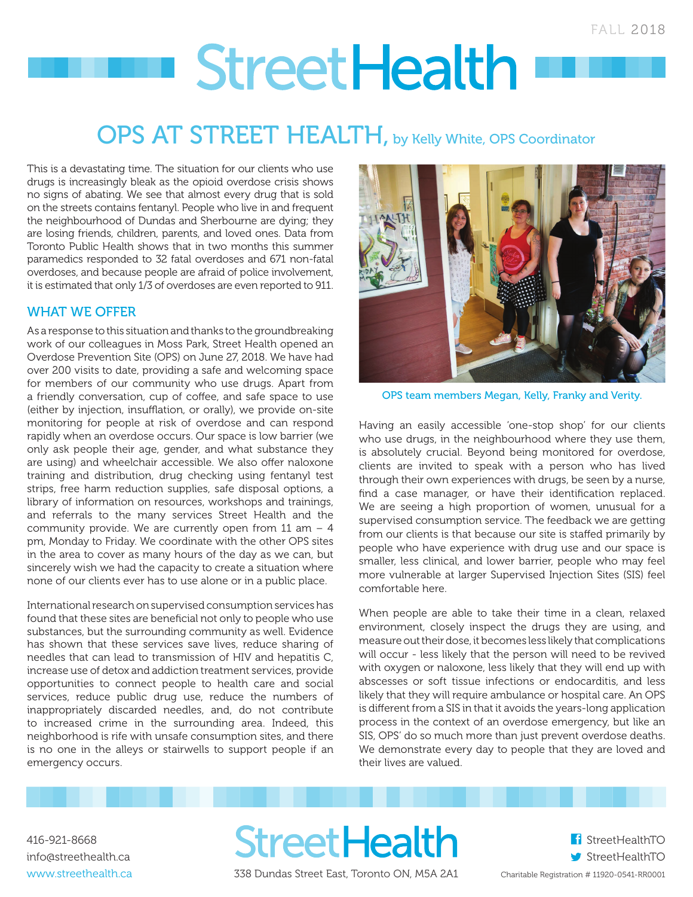FALL 2018

# StreetHealth

## OPS AT STREET HEALTH, by Kelly White, OPS Coordinator

This is a devastating time. The situation for our clients who use drugs is increasingly bleak as the opioid overdose crisis shows no signs of abating. We see that almost every drug that is sold on the streets contains fentanyl. People who live in and frequent the neighbourhood of Dundas and Sherbourne are dying; they are losing friends, children, parents, and loved ones. Data from Toronto Public Health shows that in two months this summer paramedics responded to 32 fatal overdoses and 671 non-fatal overdoses, and because people are afraid of police involvement, it is estimated that only 1/3 of overdoses are even reported to 911.

### WHAT WE OFFER

As a response to this situation and thanks to the groundbreaking work of our colleagues in Moss Park, Street Health opened an Overdose Prevention Site (OPS) on June 27, 2018. We have had over 200 visits to date, providing a safe and welcoming space for members of our community who use drugs. Apart from a friendly conversation, cup of coffee, and safe space to use (either by injection, insufflation, or orally), we provide on-site monitoring for people at risk of overdose and can respond rapidly when an overdose occurs. Our space is low barrier (we only ask people their age, gender, and what substance they are using) and wheelchair accessible. We also offer naloxone training and distribution, drug checking using fentanyl test strips, free harm reduction supplies, safe disposal options, a library of information on resources, workshops and trainings, and referrals to the many services Street Health and the community provide. We are currently open from 11 am – 4 pm, Monday to Friday. We coordinate with the other OPS sites in the area to cover as many hours of the day as we can, but sincerely wish we had the capacity to create a situation where none of our clients ever has to use alone or in a public place.

International research on supervised consumption services has found that these sites are beneficial not only to people who use substances, but the surrounding community as well. Evidence has shown that these services save lives, reduce sharing of needles that can lead to transmission of HIV and hepatitis C, increase use of detox and addiction treatment services, provide opportunities to connect people to health care and social services, reduce public drug use, reduce the numbers of inappropriately discarded needles, and, do not contribute to increased crime in the surrounding area. Indeed, this neighborhood is rife with unsafe consumption sites, and there is no one in the alleys or stairwells to support people if an emergency occurs.

OPS team members Megan, Kelly, Franky and Verity.

Having an easily accessible 'one-stop shop' for our clients who use drugs, in the neighbourhood where they use them, is absolutely crucial. Beyond being monitored for overdose, clients are invited to speak with a person who has lived through their own experiences with drugs, be seen by a nurse, find a case manager, or have their identification replaced. We are seeing a high proportion of women, unusual for a supervised consumption service. The feedback we are getting from our clients is that because our site is staffed primarily by people who have experience with drug use and our space is smaller, less clinical, and lower barrier, people who may feel more vulnerable at larger Supervised Injection Sites (SIS) feel comfortable here.

When people are able to take their time in a clean, relaxed environment, closely inspect the drugs they are using, and measure out their dose, it becomes less likely that complications will occur - less likely that the person will need to be revived with oxygen or naloxone, less likely that they will end up with abscesses or soft tissue infections or endocarditis, and less likely that they will require ambulance or hospital care. An OPS is different from a SIS in that it avoids the years-long application process in the context of an overdose emergency, but like an SIS, OPS' do so much more than just prevent overdose deaths. We demonstrate every day to people that they are loved and their lives are valued.

416-921-8668
info@streethealth.ca
www.streethealth.ca

StreetHealth
338 Dundas Street East, Toronto ON, M5A 2A1

StreetHealthTO
StreetHealthTO
Charitable Registration # 11920-0541-RR0001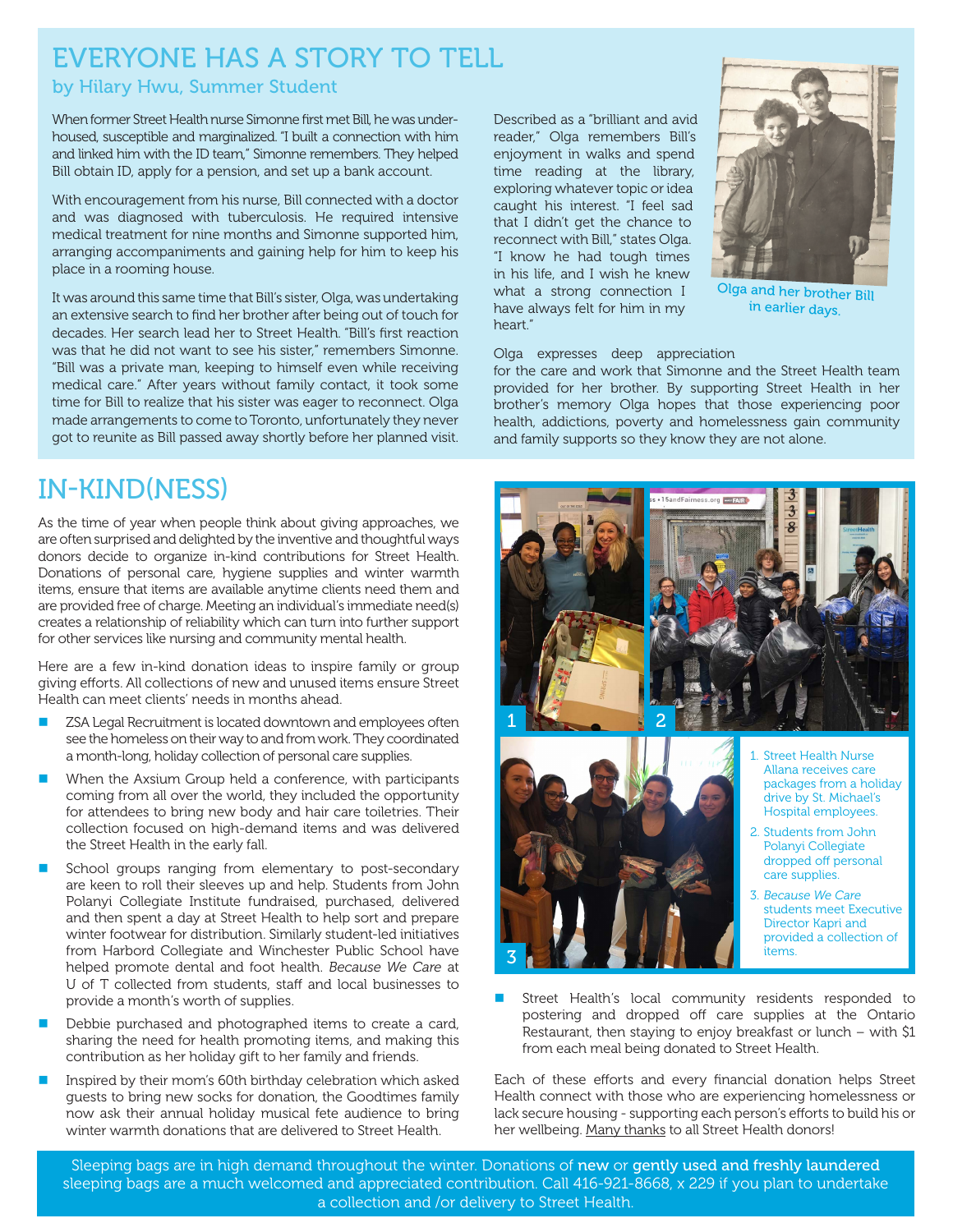# EVERYONE HAS A STORY TO TELL

### by Hilary Hwu, Summer Student

When former Street Health nurse Simonne first met Bill, he was under-housed, susceptible and marginalized. "I built a connection with him and linked him with the ID team," Simonne remembers. They helped Bill obtain ID, apply for a pension, and set up a bank account.

With encouragement from his nurse, Bill connected with a doctor and was diagnosed with tuberculosis. He required intensive medical treatment for nine months and Simonne supported him, arranging accompaniments and gaining help for him to keep his place in a rooming house.

It was around this same time that Bill's sister, Olga, was undertaking an extensive search to find her brother after being out of touch for decades. Her search lead her to Street Health. "Bill's first reaction was that he did not want to see his sister," remembers Simonne. "Bill was a private man, keeping to himself even while receiving medical care." After years without family contact, it took some time for Bill to realize that his sister was eager to reconnect. Olga made arrangements to come to Toronto, unfortunately they never got to reunite as Bill passed away shortly before her planned visit.

Described as a "brilliant and avid reader," Olga remembers Bill's enjoyment in walks and spend time reading at the library, exploring whatever topic or idea caught his interest. "I feel sad that I didn't get the chance to reconnect with Bill," states Olga. "I know he had tough times in his life, and I wish he knew what a strong connection I have always felt for him in my heart."

Olga and her brother Bill in earlier days.

Olga expresses deep appreciation for the care and work that Simonne and the Street Health team provided for her brother. By supporting Street Health in her brother's memory Olga hopes that those experiencing poor health, addictions, poverty and homelessness gain community and family supports so they know they are not alone.

# IN-KIND(NESS)

As the time of year when people think about giving approaches, we are often surprised and delighted by the inventive and thoughtful ways donors decide to organize in-kind contributions for Street Health. Donations of personal care, hygiene supplies and winter warmth items, ensure that items are available anytime clients need them and are provided free of charge. Meeting an individual's immediate need(s) creates a relationship of reliability which can turn into further support for other services like nursing and community mental health.

Here are a few in-kind donation ideas to inspire family or group giving efforts. All collections of new and unused items ensure Street Health can meet clients' needs in months ahead.

- ZSA Legal Recruitment is located downtown and employees often see the homeless on their way to and from work. They coordinated a month-long, holiday collection of personal care supplies.
- When the Axsium Group held a conference, with participants coming from all over the world, they included the opportunity for attendees to bring new body and hair care toiletries. Their collection focused on high-demand items and was delivered the Street Health in the early fall.
- School groups ranging from elementary to post-secondary are keen to roll their sleeves up and help. Students from John Polanyi Collegiate Institute fundraised, purchased, delivered and then spent a day at Street Health to help sort and prepare winter footwear for distribution. Similarly student-led initiatives from Harbord Collegiate and Winchester Public School have helped promote dental and foot health. *Because We Care* at U of T collected from students, staff and local businesses to provide a month's worth of supplies.
- Debbie purchased and photographed items to create a card, sharing the need for health promoting items, and making this contribution as her holiday gift to her family and friends.
- Inspired by their mom's 60th birthday celebration which asked guests to bring new socks for donation, the Goodtimes family now ask their annual holiday musical fete audience to bring winter warmth donations that are delivered to Street Health.

1. Street Health Nurse Allana receives care packages from a holiday drive by St. Michael's Hospital employees.
2. Students from John Polanyi Collegiate dropped off personal care supplies.
3. *Because We Care* students meet Executive Director Kapri and provided a collection of items.

- Street Health's local community residents responded to postering and dropped off care supplies at the Ontario Restaurant, then staying to enjoy breakfast or lunch – with $1 from each meal being donated to Street Health.

Each of these efforts and every financial donation helps Street Health connect with those who are experiencing homelessness or lack secure housing - supporting each person's efforts to build his or her wellbeing. Many thanks to all Street Health donors!

Sleeping bags are in high demand throughout the winter. Donations of **new** or **gently used and freshly laundered** sleeping bags are a much welcomed and appreciated contribution. Call 416-921-8668, x 229 if you plan to undertake a collection and /or delivery to Street Health.